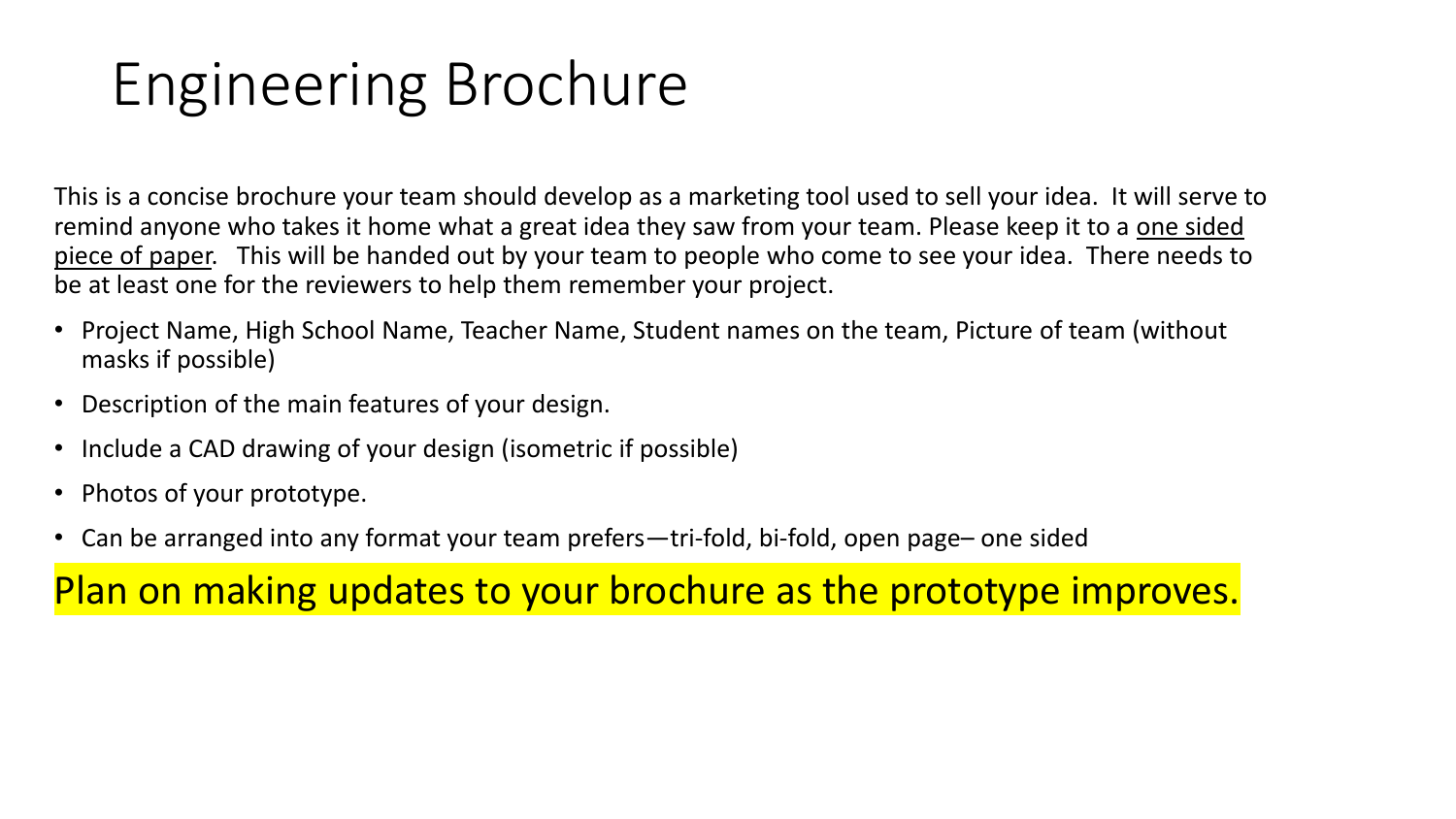# Engineering Brochure

This is a concise brochure your team should develop as a marketing tool used to sell your idea. It will serve to remind anyone who takes it home what a great idea they saw from your team. Please keep it to a <u>one sided piece of paper</u>. This will be handed out by your team to people who come to see your idea. There needs to be at least one for the reviewers to help them remember your project.

- Project Name, High School Name, Teacher Name, Student names on the team, Picture of team (without masks if possible)
- Description of the main features of your design.
- Include a CAD drawing of your design (isometric if possible)
- Photos of your prototype.
- Can be arranged into any format your team prefers—tri-fold, bi-fold, open page– one sided

Plan on making updates to your brochure as the prototype improves.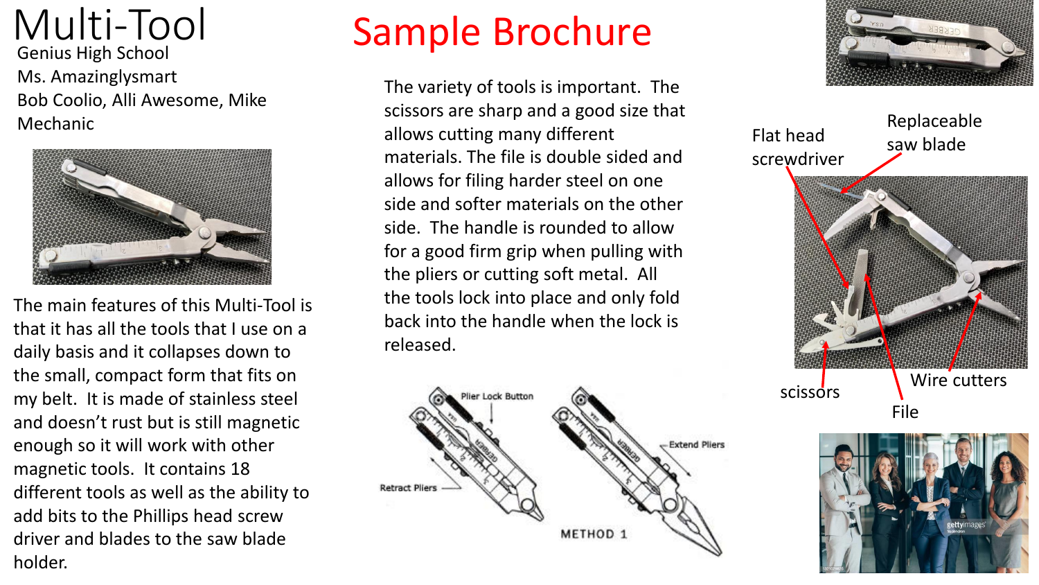# Multi-Tool

Genius High School

Ms. Amazinglysmart

Bob Coolio, Alli Awesome, Mike Mechanic

# Sample Brochure

The main features of this Multi-Tool is that it has all the tools that I use on a daily basis and it collapses down to the small, compact form that fits on my belt. It is made of stainless steel and doesn't rust but is still magnetic enough so it will work with other magnetic tools. It contains 18 different tools as well as the ability to add bits to the Phillips head screw driver and blades to the saw blade holder.

The variety of tools is important. The scissors are sharp and a good size that allows cutting many different materials. The file is double sided and allows for filing harder steel on one side and softer materials on the other side. The handle is rounded to allow for a good firm grip when pulling with the pliers or cutting soft metal. All the tools lock into place and only fold back into the handle when the lock is released.

Plier Lock Button

Retract Pliers

Extend Pliers

METHOD 1

Flat head screwdriver

Replaceable saw blade

scissors

File

Wire cutters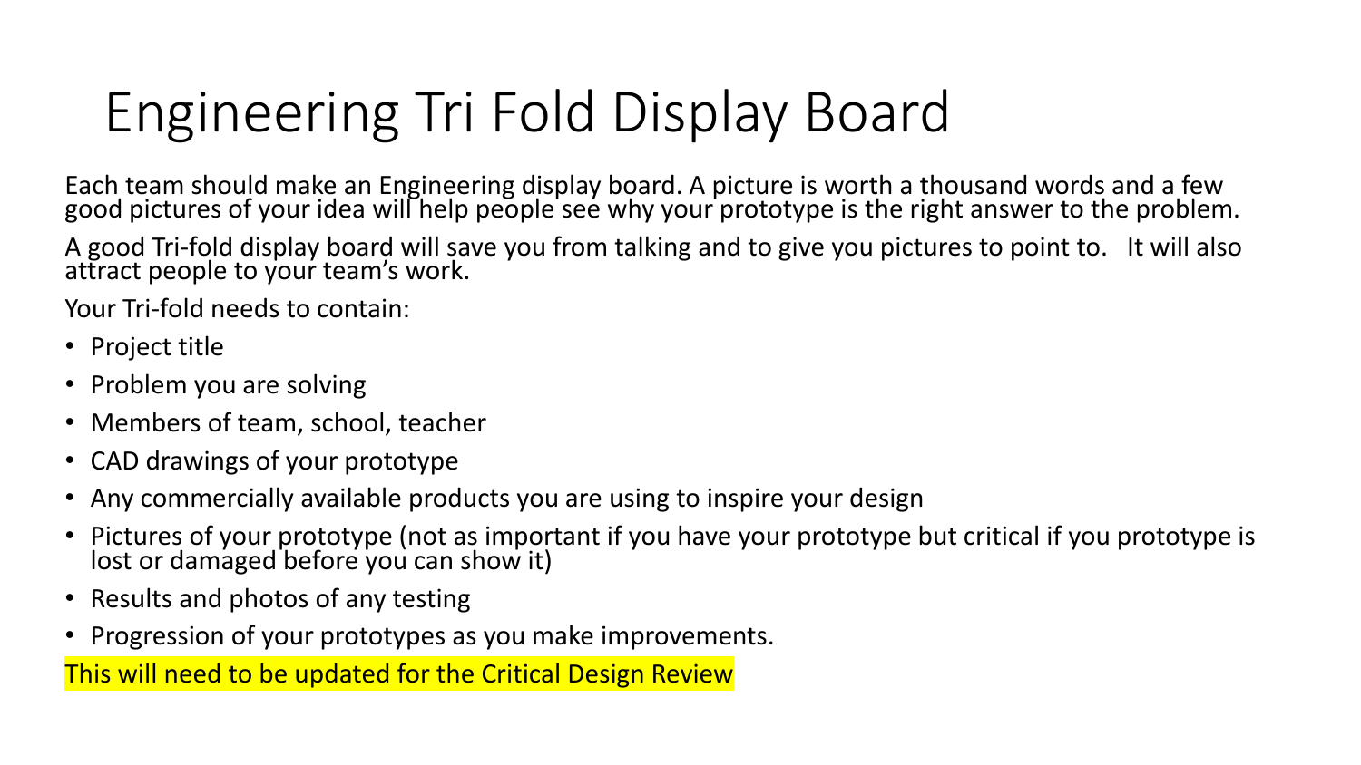# Engineering Tri Fold Display Board

Each team should make an Engineering display board. A picture is worth a thousand words and a few good pictures of your idea will help people see why your prototype is the right answer to the problem.

A good Tri-fold display board will save you from talking and to give you pictures to point to. It will also attract people to your team's work.

Your Tri-fold needs to contain:

- Project title
- Problem you are solving
- Members of team, school, teacher
- CAD drawings of your prototype
- Any commercially available products you are using to inspire your design
- Pictures of your prototype (not as important if you have your prototype but critical if you prototype is lost or damaged before you can show it)
- Results and photos of any testing
- Progression of your prototypes as you make improvements.

This will need to be updated for the Critical Design Review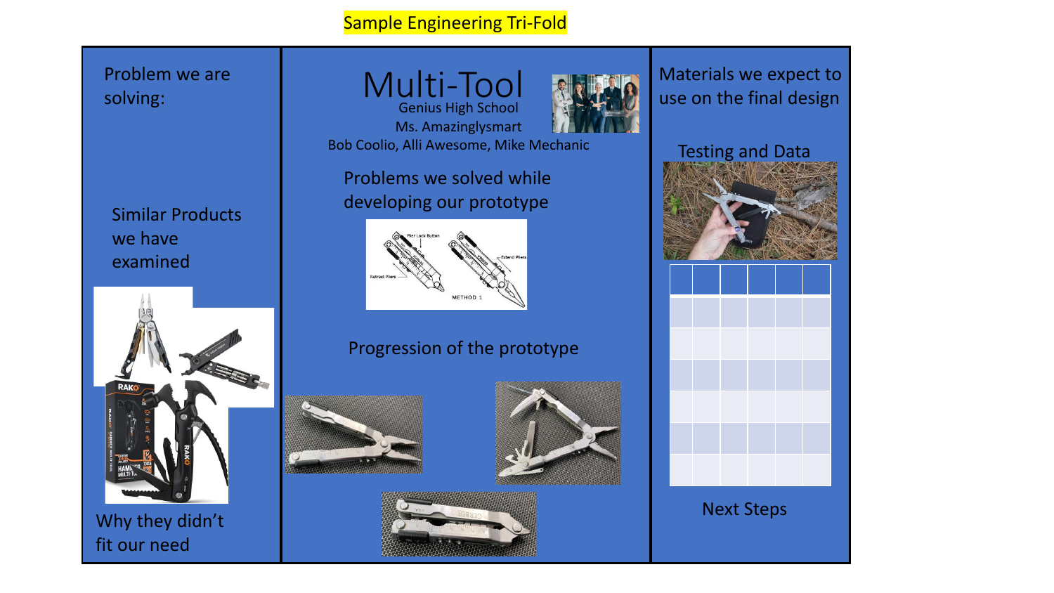Sample Engineering Tri-Fold

Problem we are solving:

Similar Products we have examined

Why they didn't fit our need

# Multi-Tool

Genius High School

Ms. Amazinglysmart

Bob Coolio, Alli Awesome, Mike Mechanic

## Problems we solved while developing our prototype

## Progression of the prototype

## Materials we expect to use on the final design

## Testing and Data

| | | | | | |
|---|---|---|---|---|---|
| | | | | | |
| | | | | | |
| | | | | | |
| | | | | | |
| | | | | | |
| | | | | | |

## Next Steps